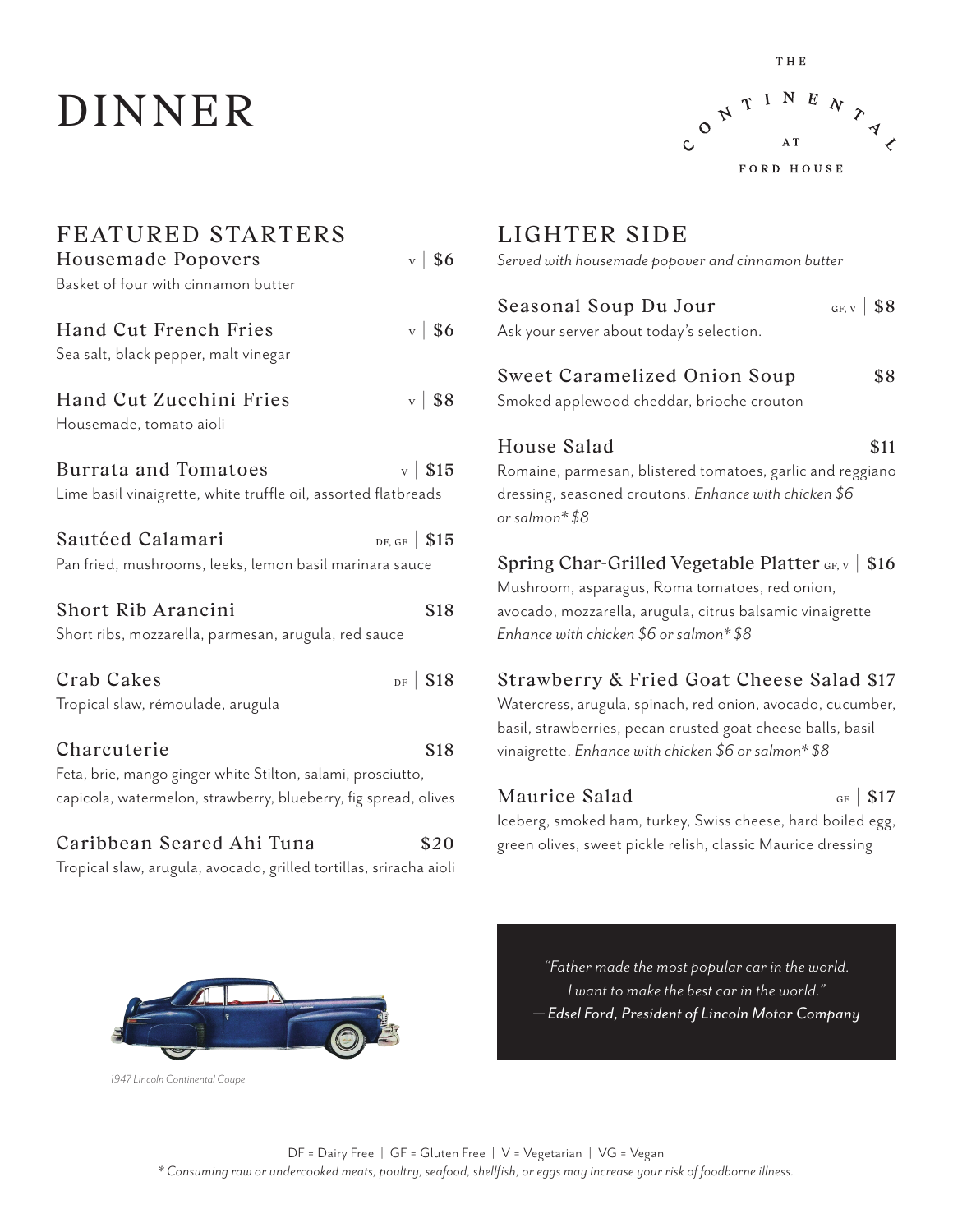# DINNER

THE CONTINENTAL AT FORD HOUSE

## FEATURED STARTERS

**Housemade Popovers** V | $6
Basket of four with cinnamon butter

**Hand Cut French Fries** V | $6
Sea salt, black pepper, malt vinegar

**Hand Cut Zucchini Fries** V | $8
Housemade, tomato aioli

**Burrata and Tomatoes** V | $15
Lime basil vinaigrette, white truffle oil, assorted flatbreads

**Sautéed Calamari** DF, GF | $15
Pan fried, mushrooms, leeks, lemon basil marinara sauce

**Short Rib Arancini** $18
Short ribs, mozzarella, parmesan, arugula, red sauce

**Crab Cakes** DF | $18
Tropical slaw, rémoulade, arugula

**Charcuterie** $18
Feta, brie, mango ginger white Stilton, salami, prosciutto, capicola, watermelon, strawberry, blueberry, fig spread, olives

**Caribbean Seared Ahi Tuna** $20
Tropical slaw, arugula, avocado, grilled tortillas, sriracha aioli

## LIGHTER SIDE

*Served with housemade popover and cinnamon butter*

**Seasonal Soup Du Jour** GF, V | $8
Ask your server about today's selection.

**Sweet Caramelized Onion Soup** $8
Smoked applewood cheddar, brioche crouton

**House Salad** $11
Romaine, parmesan, blistered tomatoes, garlic and reggiano dressing, seasoned croutons. *Enhance with chicken $6 or salmon* $8*

**Spring Char-Grilled Vegetable Platter** GF, V | $16
Mushroom, asparagus, Roma tomatoes, red onion, avocado, mozzarella, arugula, citrus balsamic vinaigrette
*Enhance with chicken $6 or salmon* $8*

**Strawberry & Fried Goat Cheese Salad** $17
Watercress, arugula, spinach, red onion, avocado, cucumber, basil, strawberries, pecan crusted goat cheese balls, basil vinaigrette. *Enhance with chicken $6 or salmon* $8*

**Maurice Salad** GF | $17
Iceberg, smoked ham, turkey, Swiss cheese, hard boiled egg, green olives, sweet pickle relish, classic Maurice dressing

*1947 Lincoln Continental Coupe*

*"Father made the most popular car in the world. I want to make the best car in the world."*
*— Edsel Ford, President of Lincoln Motor Company*

DF = Dairy Free | GF = Gluten Free | V = Vegetarian | VG = Vegan

*Consuming raw or undercooked meats, poultry, seafood, shellfish, or eggs may increase your risk of foodborne illness.*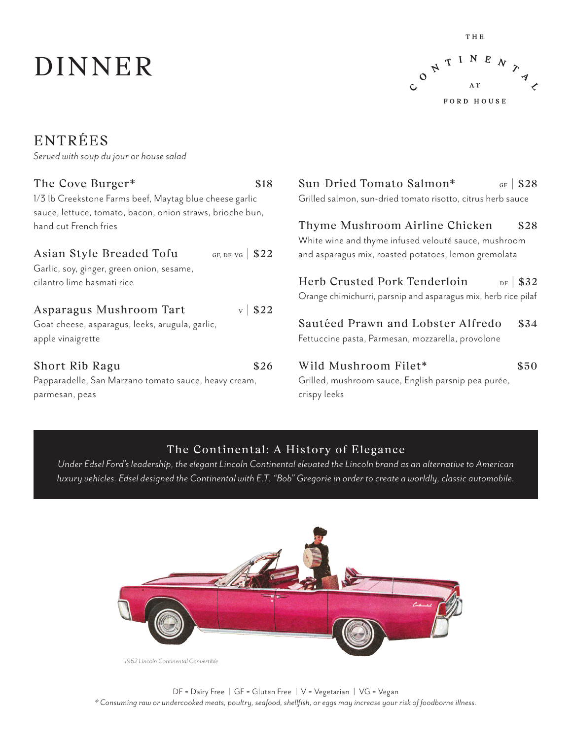# DINNER

THE CONTINENTAL AT FORD HOUSE

## ENTRÉES

*Served with soup du jour or house salad*

**The Cove Burger*** — $18
1/3 lb Creekstone Farms beef, Maytag blue cheese garlic sauce, lettuce, tomato, bacon, onion straws, brioche bun, hand cut French fries

**Asian Style Breaded Tofu** GF, DF, VG | $22
Garlic, soy, ginger, green onion, sesame, cilantro lime basmati rice

**Asparagus Mushroom Tart** V | $22
Goat cheese, asparagus, leeks, arugula, garlic, apple vinaigrette

**Short Rib Ragu** — $26
Papparadelle, San Marzano tomato sauce, heavy cream, parmesan, peas

**Sun-Dried Tomato Salmon*** GF | $28
Grilled salmon, sun-dried tomato risotto, citrus herb sauce

**Thyme Mushroom Airline Chicken** — $28
White wine and thyme infused velouté sauce, mushroom and asparagus mix, roasted potatoes, lemon gremolata

**Herb Crusted Pork Tenderloin** DF | $32
Orange chimichurri, parsnip and asparagus mix, herb rice pilaf

**Sautéed Prawn and Lobster Alfredo** — $34
Fettuccine pasta, Parmesan, mozzarella, provolone

**Wild Mushroom Filet*** — $50
Grilled, mushroom sauce, English parsnip pea purée, crispy leeks

### The Continental: A History of Elegance

*Under Edsel Ford's leadership, the elegant Lincoln Continental elevated the Lincoln brand as an alternative to American luxury vehicles. Edsel designed the Continental with E.T. "Bob" Gregorie in order to create a worldly, classic automobile.*

*1962 Lincoln Continental Convertible*

DF = Dairy Free | GF = Gluten Free | V = Vegetarian | VG = Vegan

*\* Consuming raw or undercooked meats, poultry, seafood, shellfish, or eggs may increase your risk of foodborne illness.*